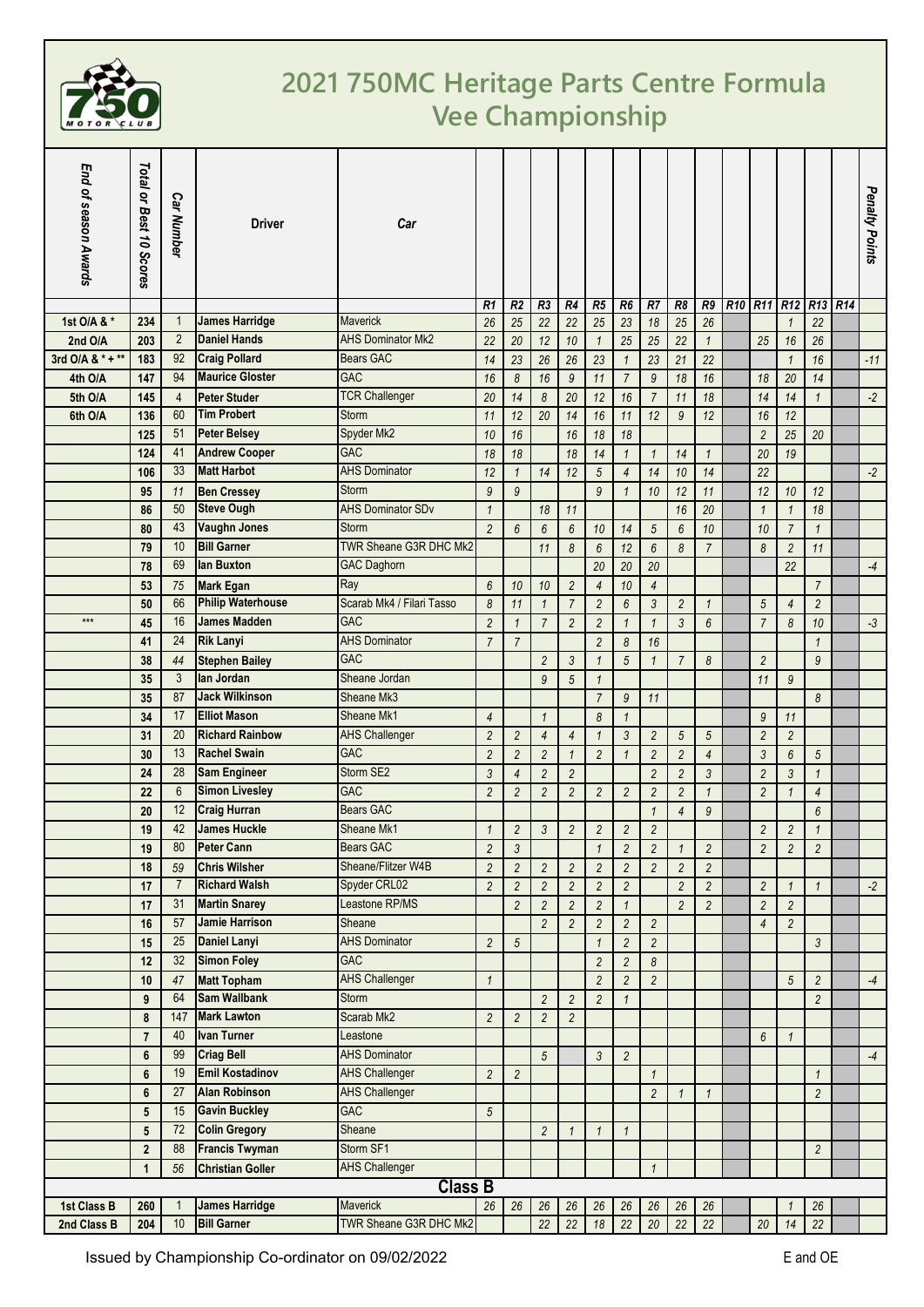# 2021 750MC Heritage Parts Centre Formula Vee Championship

| End of season Awards | Total or Best 10 Scores | Car Number | Driver | Car | R1 | R2 | R3 | R4 | R5 | R6 | R7 | R8 | R9 | R10 | R11 | R12 | R13 | R14 | Penalty Points |
|---|---|---|---|---|---|---|---|---|---|---|---|---|---|---|---|---|---|---|---|
| 1st O/A & * | 234 | 1 | James Harridge | Maverick | 26 | 25 | 22 | 22 | 25 | 23 | 18 | 25 | 26 | | | 1 | 22 | | |
| 2nd O/A | 203 | 2 | Daniel Hands | AHS Dominator Mk2 | 22 | 20 | 12 | 10 | 1 | 25 | 25 | 22 | 1 | | 25 | 16 | 26 | | |
| 3rd O/A & * + ** | 183 | 92 | Craig Pollard | Bears GAC | 14 | 23 | 26 | 26 | 23 | 1 | 23 | 21 | 22 | | | 1 | 16 | | -11 |
| 4th O/A | 147 | 94 | Maurice Gloster | GAC | 16 | 8 | 16 | 9 | 11 | 7 | 9 | 18 | 16 | | 18 | 20 | 14 | | |
| 5th O/A | 145 | 4 | Peter Studer | TCR Challenger | 20 | 14 | 8 | 20 | 12 | 16 | 7 | 11 | 18 | | 14 | 14 | 1 | | -2 |
| 6th O/A | 136 | 60 | Tim Probert | Storm | 11 | 12 | 20 | 14 | 16 | 11 | 12 | 9 | 12 | | 16 | 12 | | | |
| | 125 | 51 | Peter Belsey | Spyder Mk2 | 10 | 16 | | 16 | 18 | 18 | | | | | 2 | 25 | 20 | | |
| | 124 | 41 | Andrew Cooper | GAC | 18 | 18 | | 18 | 14 | 1 | 1 | 14 | 1 | | 20 | 19 | | | |
| | 106 | 33 | Matt Harbot | AHS Dominator | 12 | 1 | 14 | 12 | 5 | 4 | 14 | 10 | 14 | | 22 | | | | -2 |
| | 95 | 11 | Ben Cressey | Storm | 9 | 9 | | | 9 | 1 | 10 | 12 | 11 | | 12 | 10 | 12 | | |
| | 86 | 50 | Steve Ough | AHS Dominator SDv | 1 | | 18 | 11 | | | | 16 | 20 | | 1 | 1 | 18 | | |
| | 80 | 43 | Vaughn Jones | Storm | 2 | 6 | 6 | 6 | 10 | 14 | 5 | 6 | 10 | | 10 | 7 | 1 | | |
| | 79 | 10 | Bill Garner | TWR Sheane G3R DHC Mk2 | | | 11 | 8 | 6 | 12 | 6 | 8 | 7 | | 8 | 2 | 11 | | |
| | 78 | 69 | Ian Buxton | GAC Daghorn | | | | | 20 | 20 | 20 | | | | | 22 | | | -4 |
| | 53 | 75 | Mark Egan | Ray | 6 | 10 | 10 | 2 | 4 | 10 | 4 | | | | | | 7 | | |
| | 50 | 66 | Philip Waterhouse | Scarab Mk4 / Filari Tasso | 8 | 11 | 1 | 7 | 2 | 6 | 3 | 2 | 1 | | 5 | 4 | 2 | | |
| *** | 45 | 16 | James Madden | GAC | 2 | 1 | 7 | 2 | 2 | 1 | 1 | 3 | 6 | | 7 | 8 | 10 | | -3 |
| | 41 | 24 | Rik Lanyi | AHS Dominator | 7 | 7 | | | 2 | 8 | 16 | | | | | | 1 | | |
| | 38 | 44 | Stephen Bailey | GAC | | | 2 | 3 | 1 | 5 | 1 | 7 | 8 | | 2 | | 9 | | |
| | 35 | 3 | Ian Jordan | Sheane Jordan | | | 9 | 5 | 1 | | | | | | 11 | 9 | | | |
| | 35 | 87 | Jack Wilkinson | Sheane Mk3 | | | | | 7 | 9 | 11 | | | | | | 8 | | |
| | 34 | 17 | Elliot Mason | Sheane Mk1 | 4 | | 1 | | 8 | 1 | | | | | 9 | 11 | | | |
| | 31 | 20 | Richard Rainbow | AHS Challenger | 2 | 2 | 4 | 4 | 1 | 3 | 2 | 5 | 5 | | 2 | 2 | | | |
| | 30 | 13 | Rachel Swain | GAC | 2 | 2 | 2 | 1 | 2 | 1 | 2 | 2 | 4 | | 3 | 6 | 5 | | |
| | 24 | 28 | Sam Engineer | Storm SE2 | 3 | 4 | 2 | 2 | | | 2 | 2 | 3 | | 2 | 3 | 1 | | |
| | 22 | 6 | Simon Livesley | GAC | 2 | 2 | 2 | 2 | 2 | 2 | 2 | 2 | 1 | | 2 | 1 | 4 | | |
| | 20 | 12 | Craig Hurran | Bears GAC | | | | | | | 1 | 4 | 9 | | | | 6 | | |
| | 19 | 42 | James Huckle | Sheane Mk1 | 1 | 2 | 3 | 2 | 2 | 2 | 2 | | | | 2 | 2 | 1 | | |
| | 19 | 80 | Peter Cann | Bears GAC | 2 | 3 | | | 1 | 2 | 2 | 1 | 2 | | 2 | 2 | 2 | | |
| | 18 | 59 | Chris Wilsher | Sheane/Flitzer W4B | 2 | 2 | 2 | 2 | 2 | 2 | 2 | 2 | 2 | | | | | | |
| | 17 | 7 | Richard Walsh | Spyder CRL02 | 2 | 2 | 2 | 2 | 2 | 2 | | 2 | 2 | | 2 | 1 | 1 | | -2 |
| | 17 | 31 | Martin Snarey | Leastone RP/MS | | 2 | 2 | 2 | 2 | 1 | | 2 | 2 | | 2 | 2 | | | |
| | 16 | 57 | Jamie Harrison | Sheane | | | 2 | 2 | 2 | 2 | 2 | | | | 4 | 2 | | | |
| | 15 | 25 | Daniel Lanyi | AHS Dominator | 2 | 5 | | | 1 | 2 | 2 | | | | | | 3 | | |
| | 12 | 32 | Simon Foley | GAC | | | | | 2 | 2 | 8 | | | | | | | | |
| | 10 | 47 | Matt Topham | AHS Challenger | 1 | | | | 2 | 2 | 2 | | | | | 5 | 2 | | -4 |
| | 9 | 64 | Sam Wallbank | Storm | | | 2 | 2 | 2 | 1 | | | | | | | 2 | | |
| | 8 | 147 | Mark Lawton | Scarab Mk2 | 2 | 2 | 2 | 2 | | | | | | | | | | | |
| | 7 | 40 | Ivan Turner | Leastone | | | | | | | | | | | 6 | 1 | | | |
| | 6 | 99 | Criag Bell | AHS Dominator | | | 5 | | 3 | 2 | | | | | | | | | -4 |
| | 6 | 19 | Emil Kostadinov | AHS Challenger | 2 | 2 | | | | | 1 | | | | | | 1 | | |
| | 6 | 27 | Alan Robinson | AHS Challenger | | | | | | | 2 | 1 | 1 | | | | 2 | | |
| | 5 | 15 | Gavin Buckley | GAC | 5 | | | | | | | | | | | | | | |
| | 5 | 72 | Colin Gregory | Sheane | | | 2 | 1 | 1 | 1 | | | | | | | | | |
| | 2 | 88 | Francis Twyman | Storm SF1 | | | | | | | | | | | | | 2 | | |
| | 1 | 56 | Christian Goller | AHS Challenger | | | | | | | 1 | | | | | | | | |
| **Class B** | | | | | | | | | | | | | | | | | | | |
| 1st Class B | 260 | 1 | James Harridge | Maverick | 26 | 26 | 26 | 26 | 26 | 26 | 26 | 26 | 26 | | | 1 | 26 | | |
| 2nd Class B | 204 | 10 | Bill Garner | TWR Sheane G3R DHC Mk2 | | | 22 | 22 | 18 | 22 | 20 | 22 | 22 | | 20 | 14 | 22 | | |

Issued by Championship Co-ordinator on 09/02/2022 E and OE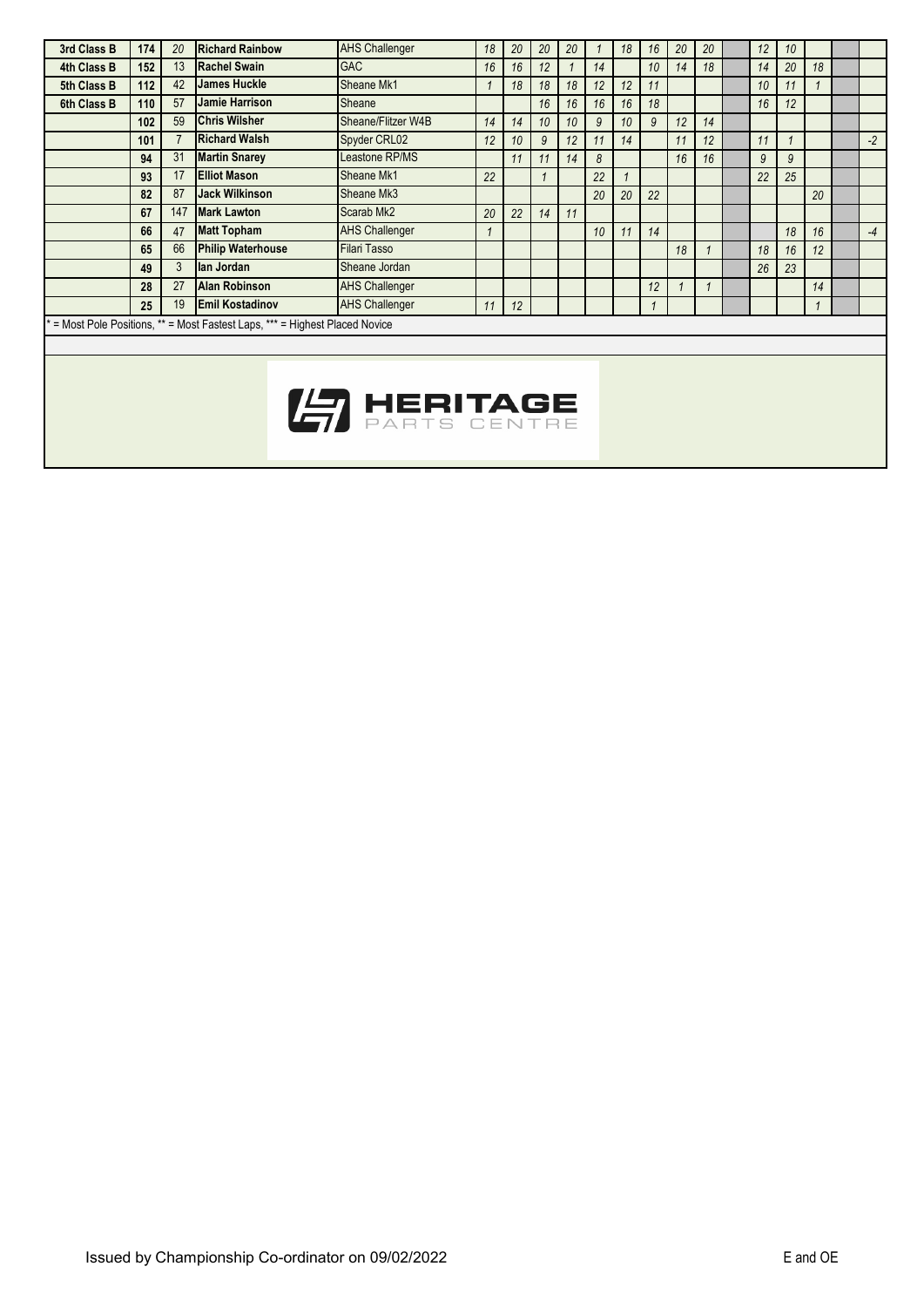| | | | | | | | | | | | | | | | | | | | |
|---|---|---|---|---|---|---|---|---|---|---|---|---|---|---|---|---|---|---|---|
| 3rd Class B | 174 | 20 | Richard Rainbow | AHS Challenger | 18 | 20 | 20 | 20 | 1 | 18 | 16 | 20 | 20 | | 12 | 10 | | | |
| 4th Class B | 152 | 13 | Rachel Swain | GAC | 16 | 16 | 12 | 1 | 14 | | 10 | 14 | 18 | | 14 | 20 | 18 | | |
| 5th Class B | 112 | 42 | James Huckle | Sheane Mk1 | 1 | 18 | 18 | 18 | 12 | 12 | 11 | | | | 10 | 11 | 1 | | |
| 6th Class B | 110 | 57 | Jamie Harrison | Sheane | | | 16 | 16 | 16 | 16 | 18 | | | | 16 | 12 | | | |
| | 102 | 59 | Chris Wilsher | Sheane/Flitzer W4B | 14 | 14 | 10 | 10 | 9 | 10 | 9 | 12 | 14 | | | | | | |
| | 101 | 7 | Richard Walsh | Spyder CRL02 | 12 | 10 | 9 | 12 | 11 | 14 | | 11 | 12 | | 11 | 1 | | | -2 |
| | 94 | 31 | Martin Snarey | Leastone RP/MS | | 11 | 11 | 14 | 8 | | | 16 | 16 | | 9 | 9 | | | |
| | 93 | 17 | Elliot Mason | Sheane Mk1 | 22 | | 1 | | 22 | 1 | | | | | 22 | 25 | | | |
| | 82 | 87 | Jack Wilkinson | Sheane Mk3 | | | | | 20 | 20 | 22 | | | | | | 20 | | |
| | 67 | 147 | Mark Lawton | Scarab Mk2 | 20 | 22 | 14 | 11 | | | | | | | | | | | |
| | 66 | 47 | Matt Topham | AHS Challenger | 1 | | | | 10 | 11 | 14 | | | | | 18 | 16 | | -4 |
| | 65 | 66 | Philip Waterhouse | Filari Tasso | | | | | | | | 18 | 1 | | 18 | 16 | 12 | | |
| | 49 | 3 | Ian Jordan | Sheane Jordan | | | | | | | | | | | 26 | 23 | | | |
| | 28 | 27 | Alan Robinson | AHS Challenger | | | | | | | 12 | 1 | 1 | | | | 14 | | |
| | 25 | 19 | Emil Kostadinov | AHS Challenger | 11 | 12 | | | | | 1 | | | | | | 1 | | |

* = Most Pole Positions, ** = Most Fastest Laps, *** = Highest Placed Novice

HERITAGE PARTS CENTRE

Issued by Championship Co-ordinator on 09/02/2022 E and OE